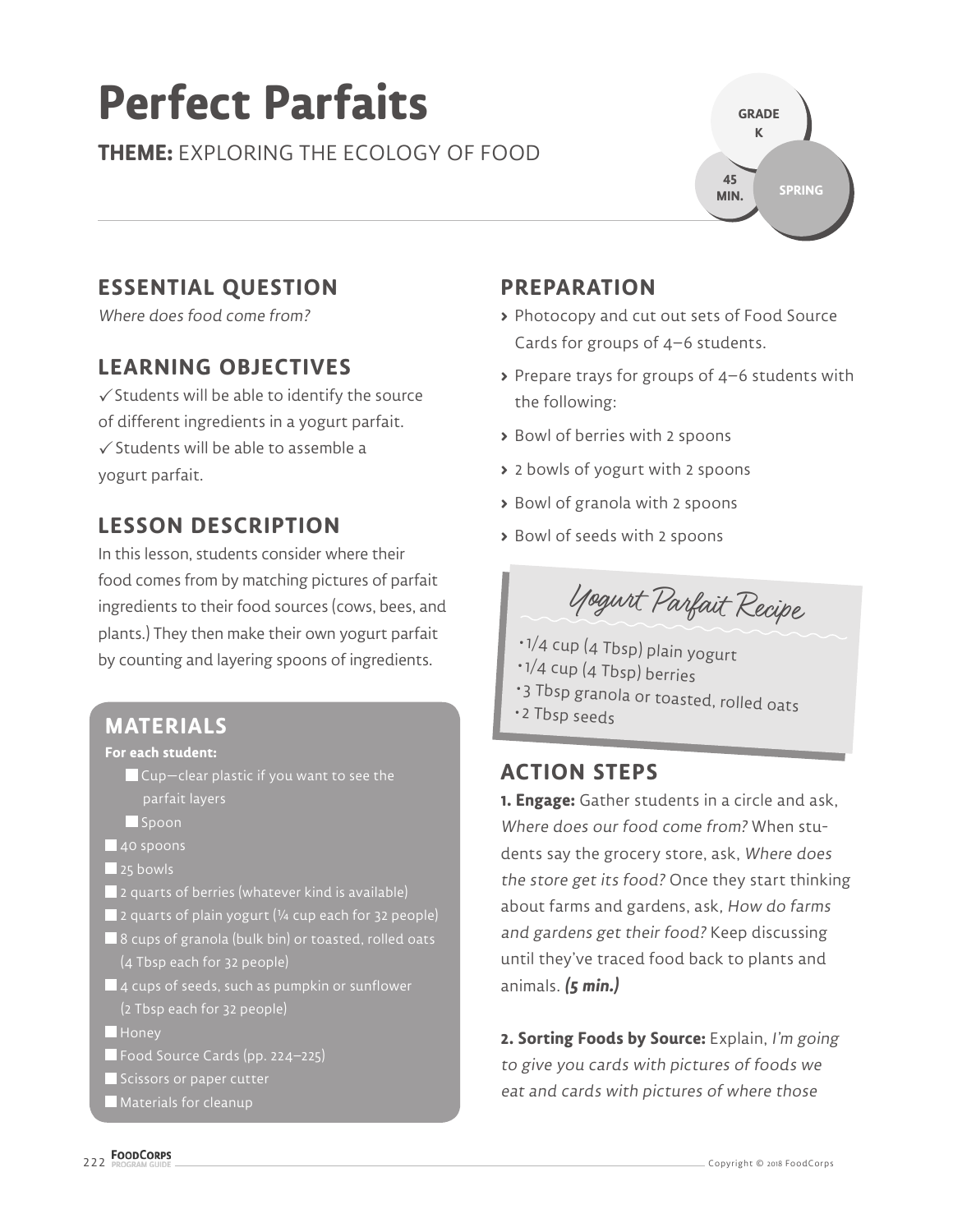# Perfect Parfaits

**THEME:** EXPLORING THE ECOLOGY OF FOOD

GRADE K | 45 MIN. | SPRING

## ESSENTIAL QUESTION

*Where does food come from?*

## LEARNING OBJECTIVES

✓ Students will be able to identify the source of different ingredients in a yogurt parfait.
✓ Students will be able to assemble a yogurt parfait.

## LESSON DESCRIPTION

In this lesson, students consider where their food comes from by matching pictures of parfait ingredients to their food sources (cows, bees, and plants.) They then make their own yogurt parfait by counting and layering spoons of ingredients.

## MATERIALS

**For each student:**

- Cup—clear plastic if you want to see the parfait layers
- Spoon

- 40 spoons
- 25 bowls
- 2 quarts of berries (whatever kind is available)
- 2 quarts of plain yogurt (¼ cup each for 32 people)
- 8 cups of granola (bulk bin) or toasted, rolled oats (4 Tbsp each for 32 people)
- 4 cups of seeds, such as pumpkin or sunflower (2 Tbsp each for 32 people)
- Honey
- Food Source Cards (pp. 224–225)
- Scissors or paper cutter
- Materials for cleanup

## PREPARATION

- Photocopy and cut out sets of Food Source Cards for groups of 4–6 students.
- Prepare trays for groups of 4–6 students with the following:
- Bowl of berries with 2 spoons
- 2 bowls of yogurt with 2 spoons
- Bowl of granola with 2 spoons
- Bowl of seeds with 2 spoons

### Yogurt Parfait Recipe

- 1/4 cup (4 Tbsp) plain yogurt
- 1/4 cup (4 Tbsp) berries
- 3 Tbsp granola or toasted, rolled oats
- 2 Tbsp seeds

## ACTION STEPS

**1. Engage:** Gather students in a circle and ask, *Where does our food come from?* When students say the grocery store, ask, *Where does the store get its food?* Once they start thinking about farms and gardens, ask, *How do farms and gardens get their food?* Keep discussing until they've traced food back to plants and animals. ***(5 min.)***

**2. Sorting Foods by Source:** Explain, *I'm going to give you cards with pictures of foods we eat and cards with pictures of where those*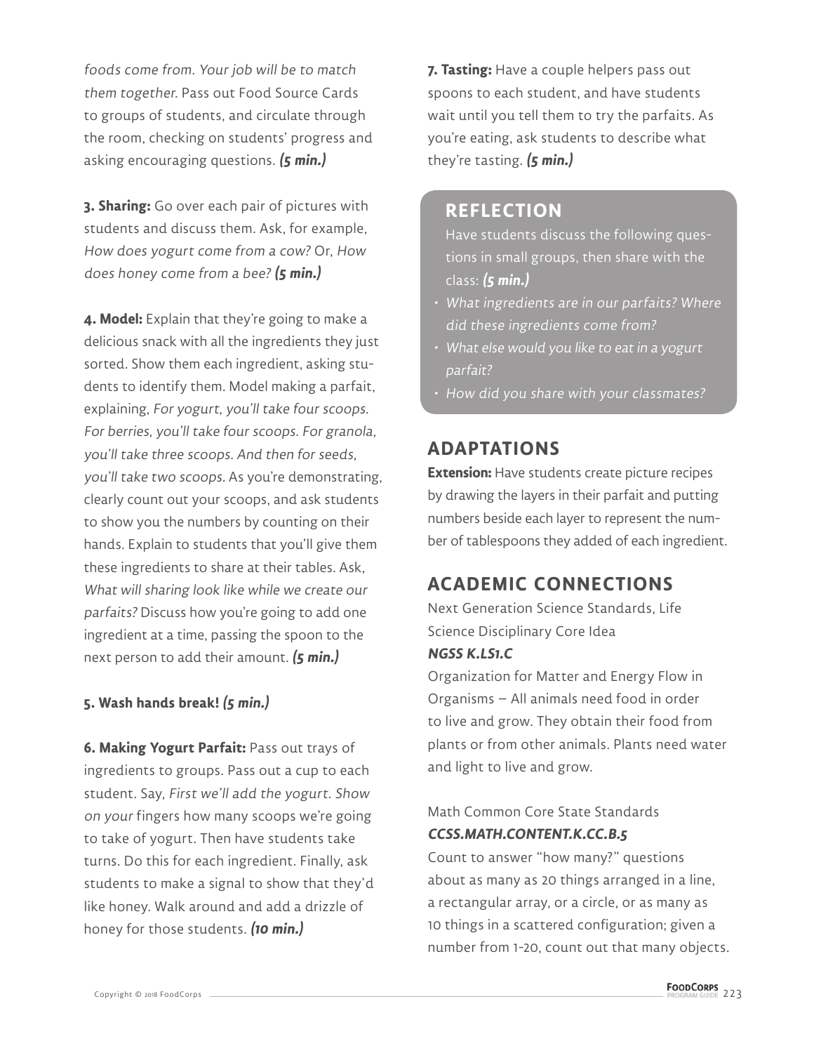*foods come from. Your job will be to match them together.* Pass out Food Source Cards to groups of students, and circulate through the room, checking on students' progress and asking encouraging questions. ***(5 min.)***

**3. Sharing:** Go over each pair of pictures with students and discuss them. Ask, for example, *How does yogurt come from a cow?* Or, *How does honey come from a bee?* ***(5 min.)***

**4. Model:** Explain that they're going to make a delicious snack with all the ingredients they just sorted. Show them each ingredient, asking students to identify them. Model making a parfait, explaining, *For yogurt, you'll take four scoops. For berries, you'll take four scoops. For granola, you'll take three scoops. And then for seeds, you'll take two scoops.* As you're demonstrating, clearly count out your scoops, and ask students to show you the numbers by counting on their hands. Explain to students that you'll give them these ingredients to share at their tables. Ask, *What will sharing look like while we create our parfaits?* Discuss how you're going to add one ingredient at a time, passing the spoon to the next person to add their amount. ***(5 min.)***

**5. Wash hands break! *(5 min.)***

**6. Making Yogurt Parfait:** Pass out trays of ingredients to groups. Pass out a cup to each student. Say, *First we'll add the yogurt. Show on your* fingers how many scoops we're going to take of yogurt. Then have students take turns. Do this for each ingredient. Finally, ask students to make a signal to show that they'd like honey. Walk around and add a drizzle of honey for those students. ***(10 min.)***

**7. Tasting:** Have a couple helpers pass out spoons to each student, and have students wait until you tell them to try the parfaits. As you're eating, ask students to describe what they're tasting. ***(5 min.)***

## REFLECTION

Have students discuss the following questions in small groups, then share with the class: ***(5 min.)***

- *What ingredients are in our parfaits? Where did these ingredients come from?*
- *What else would you like to eat in a yogurt parfait?*
- *How did you share with your classmates?*

## ADAPTATIONS

**Extension:** Have students create picture recipes by drawing the layers in their parfait and putting numbers beside each layer to represent the number of tablespoons they added of each ingredient.

## ACADEMIC CONNECTIONS

Next Generation Science Standards, Life Science Disciplinary Core Idea

***NGSS K.LS1.C***

Organization for Matter and Energy Flow in Organisms – All animals need food in order to live and grow. They obtain their food from plants or from other animals. Plants need water and light to live and grow.

Math Common Core State Standards

***CCSS.MATH.CONTENT.K.CC.B.5***

Count to answer "how many?" questions about as many as 20 things arranged in a line, a rectangular array, or a circle, or as many as 10 things in a scattered configuration; given a number from 1-20, count out that many objects.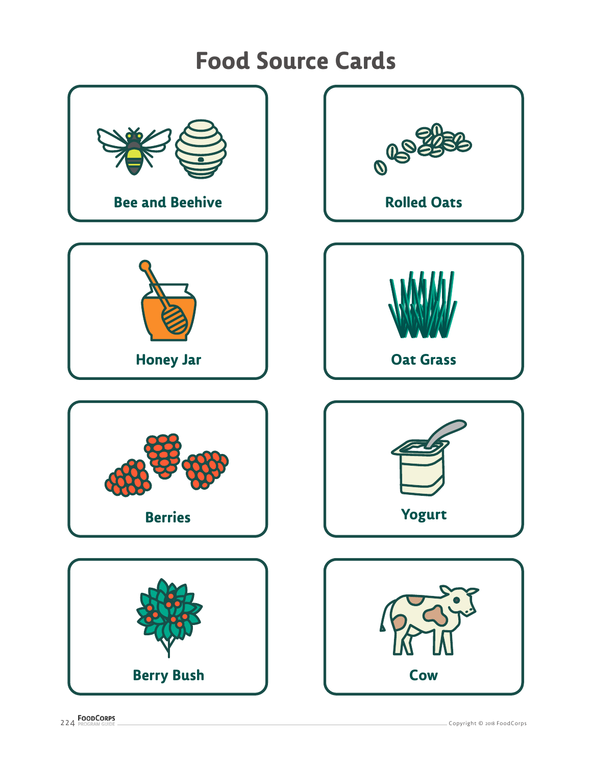# Food Source Cards

| | |
|---|---|
| Bee and Beehive | Rolled Oats |
| Honey Jar | Oat Grass |
| Berries | Yogurt |
| Berry Bush | Cow |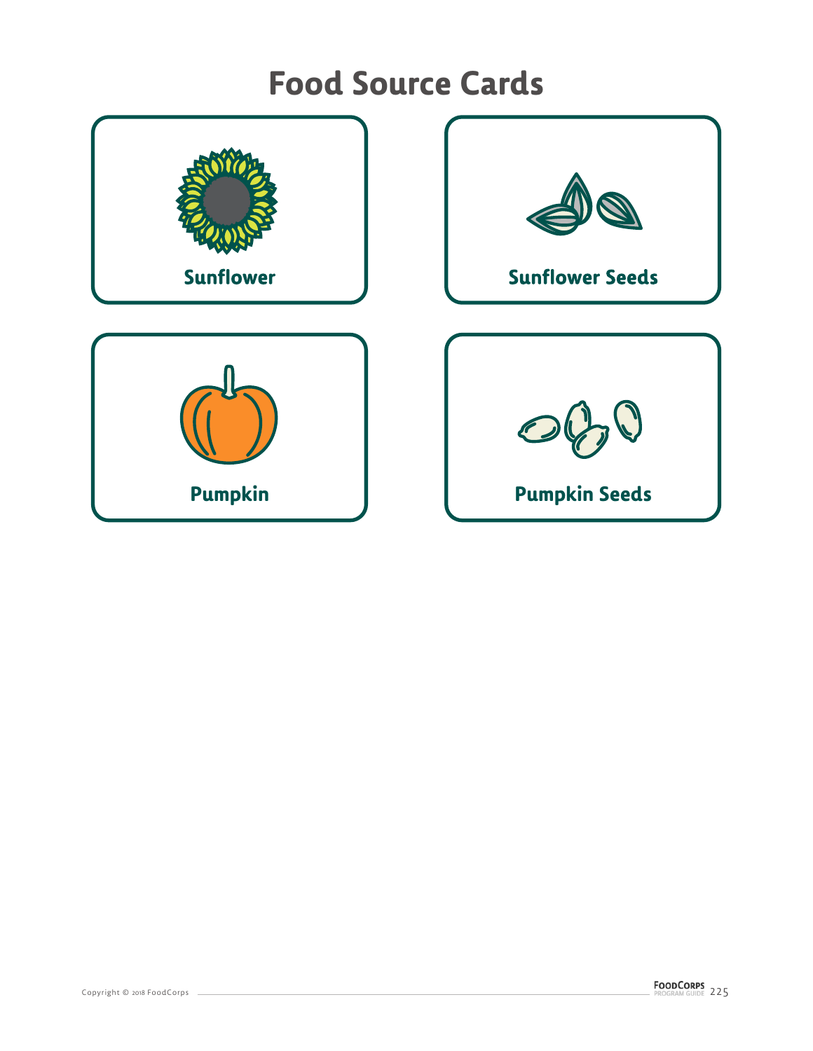# Food Source Cards

Sunflower

Sunflower Seeds

Pumpkin

Pumpkin Seeds